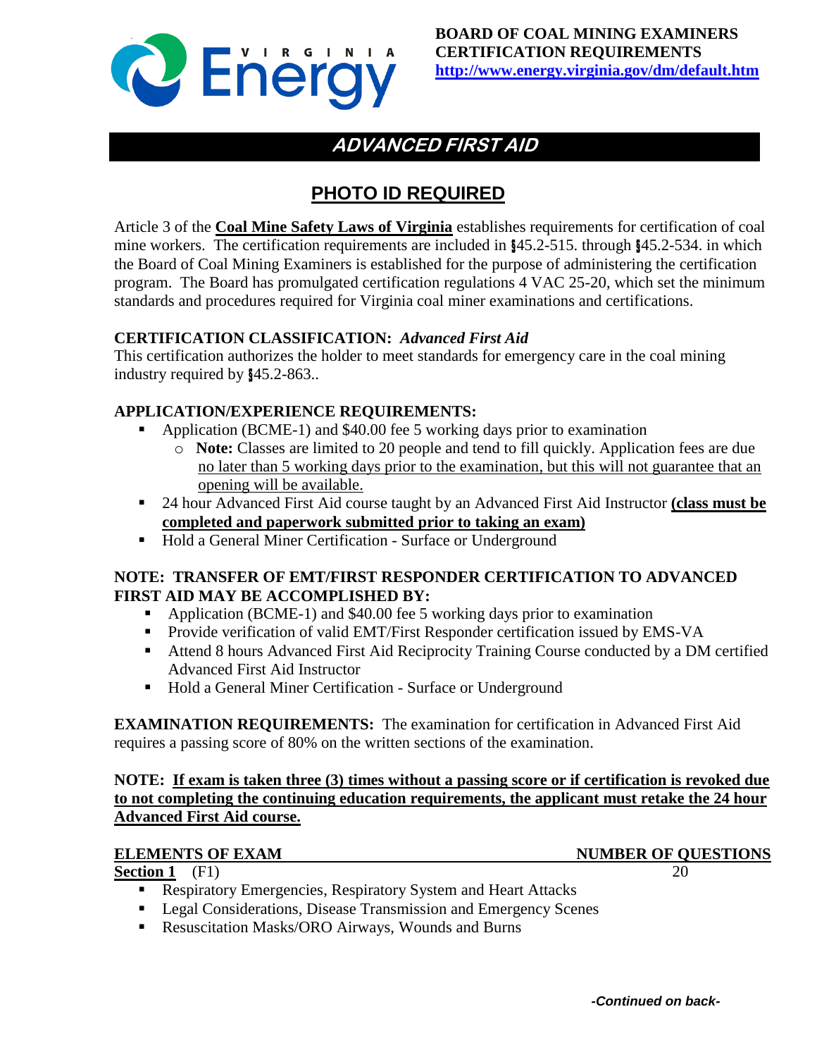**BOARD OF COAL MINING EXAMINERS**
**CERTIFICATION REQUIREMENTS**
**http://www.energy.virginia.gov/dm/default.htm**

# ADVANCED FIRST AID

## PHOTO ID REQUIRED

Article 3 of the **Coal Mine Safety Laws of Virginia** establishes requirements for certification of coal mine workers. The certification requirements are included in §45.2-515. through §45.2-534. in which the Board of Coal Mining Examiners is established for the purpose of administering the certification program. The Board has promulgated certification regulations 4 VAC 25-20, which set the minimum standards and procedures required for Virginia coal miner examinations and certifications.

**CERTIFICATION CLASSIFICATION:** ***Advanced First Aid***
This certification authorizes the holder to meet standards for emergency care in the coal mining industry required by §45.2-863..

**APPLICATION/EXPERIENCE REQUIREMENTS:**

- Application (BCME-1) and $40.00 fee 5 working days prior to examination
  - **Note:** Classes are limited to 20 people and tend to fill quickly. Application fees are due no later than 5 working days prior to the examination, but this will not guarantee that an opening will be available.
- 24 hour Advanced First Aid course taught by an Advanced First Aid Instructor **(class must be completed and paperwork submitted prior to taking an exam)**
- Hold a General Miner Certification - Surface or Underground

**NOTE: TRANSFER OF EMT/FIRST RESPONDER CERTIFICATION TO ADVANCED FIRST AID MAY BE ACCOMPLISHED BY:**

- Application (BCME-1) and $40.00 fee 5 working days prior to examination
- Provide verification of valid EMT/First Responder certification issued by EMS-VA
- Attend 8 hours Advanced First Aid Reciprocity Training Course conducted by a DM certified Advanced First Aid Instructor
- Hold a General Miner Certification - Surface or Underground

**EXAMINATION REQUIREMENTS:** The examination for certification in Advanced First Aid requires a passing score of 80% on the written sections of the examination.

**NOTE: If exam is taken three (3) times without a passing score or if certification is revoked due to not completing the continuing education requirements, the applicant must retake the 24 hour Advanced First Aid course.**

| ELEMENTS OF EXAM | NUMBER OF QUESTIONS |
|---|---|
| **Section 1** (F1) | 20 |

- Respiratory Emergencies, Respiratory System and Heart Attacks
- Legal Considerations, Disease Transmission and Emergency Scenes
- Resuscitation Masks/ORO Airways, Wounds and Burns

*-Continued on back-*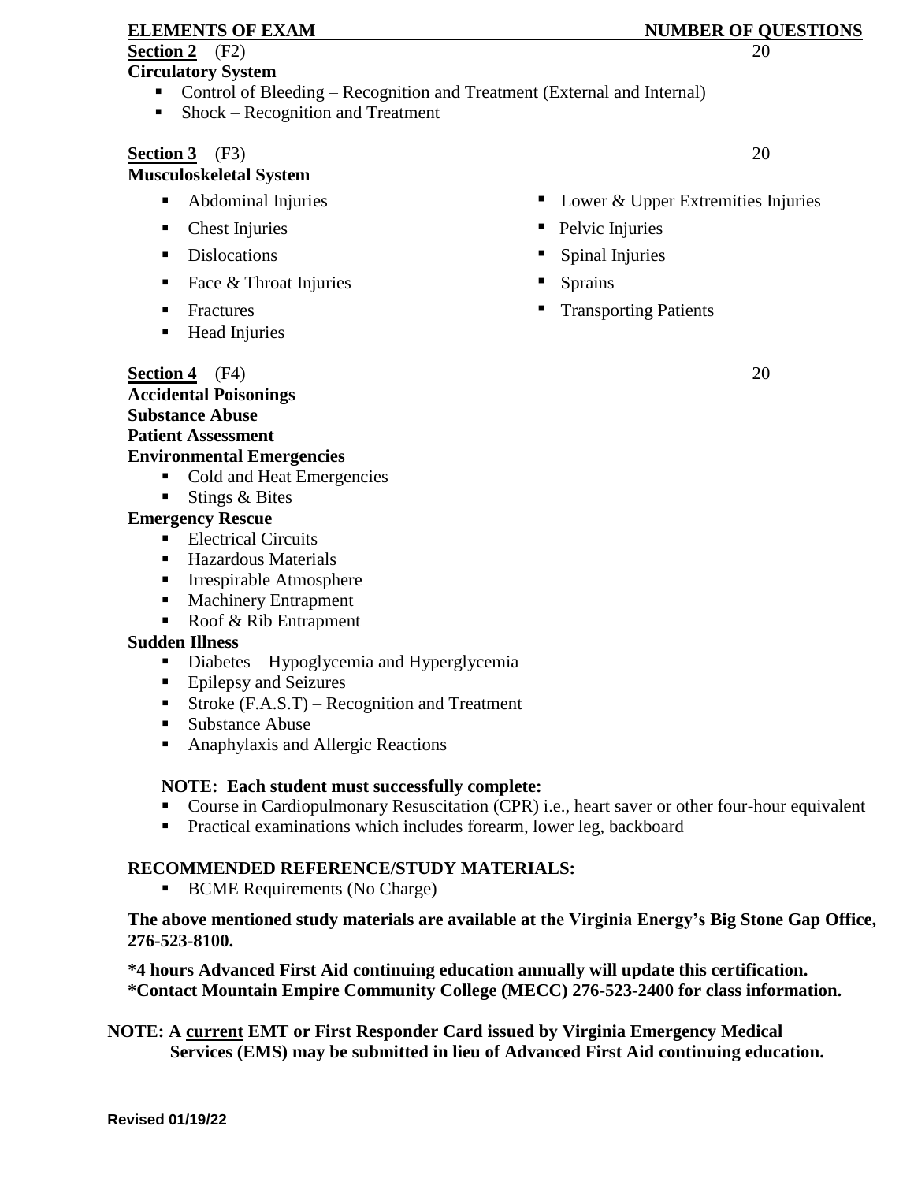**ELEMENTS OF EXAM** — **NUMBER OF QUESTIONS**

**Section 2** (F2) — 20

**Circulatory System**

- Control of Bleeding – Recognition and Treatment (External and Internal)
- Shock – Recognition and Treatment

**Section 3** (F3) — 20

**Musculoskeletal System**

- Abdominal Injuries
- Chest Injuries
- Dislocations
- Face & Throat Injuries
- Fractures
- Head Injuries
- Lower & Upper Extremities Injuries
- Pelvic Injuries
- Spinal Injuries
- Sprains
- Transporting Patients

**Section 4** (F4) — 20

**Accidental Poisonings**

**Substance Abuse**

**Patient Assessment**

**Environmental Emergencies**

- Cold and Heat Emergencies
- Stings & Bites

**Emergency Rescue**

- Electrical Circuits
- Hazardous Materials
- Irrespirable Atmosphere
- Machinery Entrapment
- Roof & Rib Entrapment

**Sudden Illness**

- Diabetes – Hypoglycemia and Hyperglycemia
- Epilepsy and Seizures
- Stroke (F.A.S.T) – Recognition and Treatment
- Substance Abuse
- Anaphylaxis and Allergic Reactions

**NOTE: Each student must successfully complete:**

- Course in Cardiopulmonary Resuscitation (CPR) i.e., heart saver or other four-hour equivalent
- Practical examinations which includes forearm, lower leg, backboard

**RECOMMENDED REFERENCE/STUDY MATERIALS:**

- BCME Requirements (No Charge)

**The above mentioned study materials are available at the Virginia Energy's Big Stone Gap Office, 276-523-8100.**

**\*4 hours Advanced First Aid continuing education annually will update this certification.**
**\*Contact Mountain Empire Community College (MECC) 276-523-2400 for class information.**

**NOTE: A <u>current</u> EMT or First Responder Card issued by Virginia Emergency Medical Services (EMS) may be submitted in lieu of Advanced First Aid continuing education.**

**Revised 01/19/22**